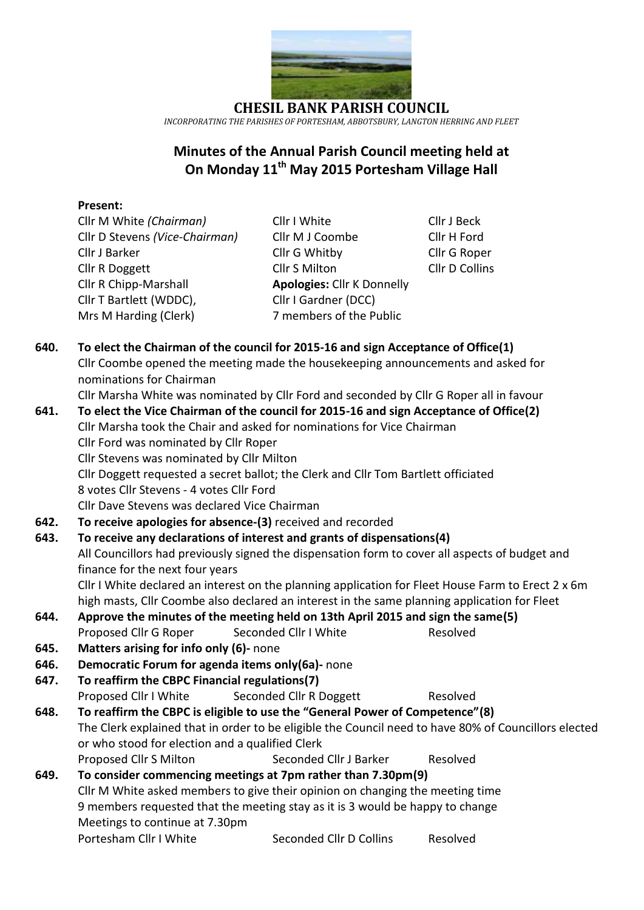# CHESIL BANK PARISH COUNCIL

*INCORPORATING THE PARISHES OF PORTESHAM, ABBOTSBURY, LANGTON HERRING AND FLEET*

## Minutes of the Annual Parish Council meeting held at On Monday 11th May 2015 Portesham Village Hall

**Present:**

| | | |
|---|---|---|
| Cllr M White *(Chairman)* | Cllr I White | Cllr J Beck |
| Cllr D Stevens *(Vice-Chairman)* | Cllr M J Coombe | Cllr H Ford |
| Cllr J Barker | Cllr G Whitby | Cllr G Roper |
| Cllr R Doggett | Cllr S Milton | Cllr D Collins |
| Cllr R Chipp-Marshall | **Apologies:** Cllr K Donnelly | |
| Cllr T Bartlett (WDDC), | Cllr I Gardner (DCC) | |
| Mrs M Harding (Clerk) | 7 members of the Public | |

**640. To elect the Chairman of the council for 2015-16 and sign Acceptance of Office(1)**

Cllr Coombe opened the meeting made the housekeeping announcements and asked for nominations for Chairman

Cllr Marsha White was nominated by Cllr Ford and seconded by Cllr G Roper all in favour

**641. To elect the Vice Chairman of the council for 2015-16 and sign Acceptance of Office(2)**

Cllr Marsha took the Chair and asked for nominations for Vice Chairman

Cllr Ford was nominated by Cllr Roper

Cllr Stevens was nominated by Cllr Milton

Cllr Doggett requested a secret ballot; the Clerk and Cllr Tom Bartlett officiated

8 votes Cllr Stevens - 4 votes Cllr Ford

Cllr Dave Stevens was declared Vice Chairman

**642. To receive apologies for absence-(3)** received and recorded

**643. To receive any declarations of interest and grants of dispensations(4)**

All Councillors had previously signed the dispensation form to cover all aspects of budget and finance for the next four years

Cllr I White declared an interest on the planning application for Fleet House Farm to Erect 2 x 6m high masts, Cllr Coombe also declared an interest in the same planning application for Fleet

**644. Approve the minutes of the meeting held on 13th April 2015 and sign the same(5)**

Proposed Cllr G Roper Seconded Cllr I White Resolved

**645. Matters arising for info only (6)-** none

**646. Democratic Forum for agenda items only(6a)-** none

**647. To reaffirm the CBPC Financial regulations(7)**

Proposed Cllr I White Seconded Cllr R Doggett Resolved

**648. To reaffirm the CBPC is eligible to use the "General Power of Competence"(8)**

The Clerk explained that in order to be eligible the Council need to have 80% of Councillors elected or who stood for election and a qualified Clerk

Proposed Cllr S Milton Seconded Cllr J Barker Resolved

**649. To consider commencing meetings at 7pm rather than 7.30pm(9)**

Cllr M White asked members to give their opinion on changing the meeting time

9 members requested that the meeting stay as it is 3 would be happy to change

Meetings to continue at 7.30pm

Portesham Cllr I White Seconded Cllr D Collins Resolved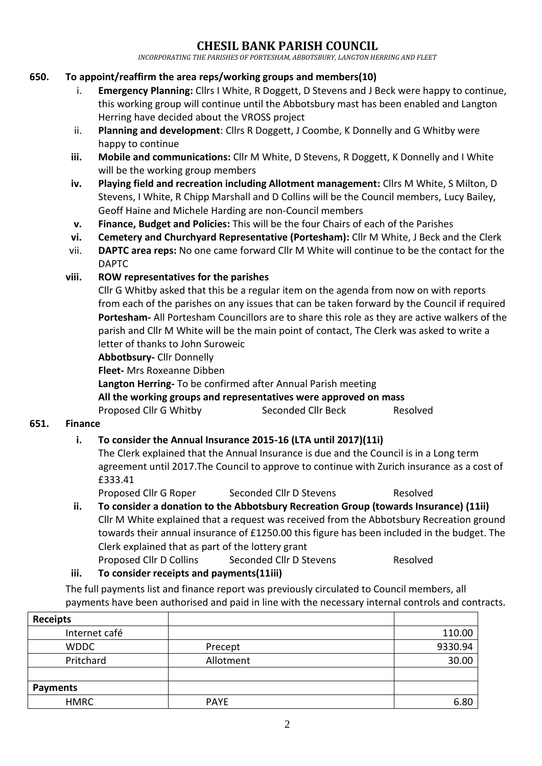# CHESIL BANK PARISH COUNCIL

*INCORPORATING THE PARISHES OF PORTESHAM, ABBOTSBURY, LANGTON HERRING AND FLEET*

**650. To appoint/reaffirm the area reps/working groups and members(10)**

i. **Emergency Planning:** Cllrs I White, R Doggett, D Stevens and J Beck were happy to continue, this working group will continue until the Abbotsbury mast has been enabled and Langton Herring have decided about the VROSS project

ii. **Planning and development**: Cllrs R Doggett, J Coombe, K Donnelly and G Whitby were happy to continue

**iii. Mobile and communications:** Cllr M White, D Stevens, R Doggett, K Donnelly and I White will be the working group members

**iv. Playing field and recreation including Allotment management:** Cllrs M White, S Milton, D Stevens, I White, R Chipp Marshall and D Collins will be the Council members, Lucy Bailey, Geoff Haine and Michele Harding are non-Council members

**v. Finance, Budget and Policies:** This will be the four Chairs of each of the Parishes

**vi. Cemetery and Churchyard Representative (Portesham):** Cllr M White, J Beck and the Clerk

vii. **DAPTC area reps:** No one came forward Cllr M White will continue to be the contact for the DAPTC

**viii. ROW representatives for the parishes**

Cllr G Whitby asked that this be a regular item on the agenda from now on with reports from each of the parishes on any issues that can be taken forward by the Council if required

**Portesham-** All Portesham Councillors are to share this role as they are active walkers of the parish and Cllr M White will be the main point of contact, The Clerk was asked to write a letter of thanks to John Suroweic

**Abbotsbury-** Cllr Donnelly

**Fleet-** Mrs Roxeanne Dibben

**Langton Herring-** To be confirmed after Annual Parish meeting

**All the working groups and representatives were approved on mass**

Proposed Cllr G Whitby  Seconded Cllr Beck  Resolved

**651. Finance**

**i. To consider the Annual Insurance 2015-16 (LTA until 2017)(11i)**

The Clerk explained that the Annual Insurance is due and the Council is in a Long term agreement until 2017.The Council to approve to continue with Zurich insurance as a cost of £333.41

Proposed Cllr G Roper  Seconded Cllr D Stevens  Resolved

**ii. To consider a donation to the Abbotsbury Recreation Group (towards Insurance) (11ii)**

Cllr M White explained that a request was received from the Abbotsbury Recreation ground towards their annual insurance of £1250.00 this figure has been included in the budget. The Clerk explained that as part of the lottery grant

Proposed Cllr D Collins  Seconded Cllr D Stevens  Resolved

**iii. To consider receipts and payments(11iii)**

The full payments list and finance report was previously circulated to Council members, all payments have been authorised and paid in line with the necessary internal controls and contracts.

| **Receipts** | | |
|---|---|---|
| Internet café | | 110.00 |
| WDDC | Precept | 9330.94 |
| Pritchard | Allotment | 30.00 |
| | | |
| **Payments** | | |
| HMRC | PAYE | 6.80 |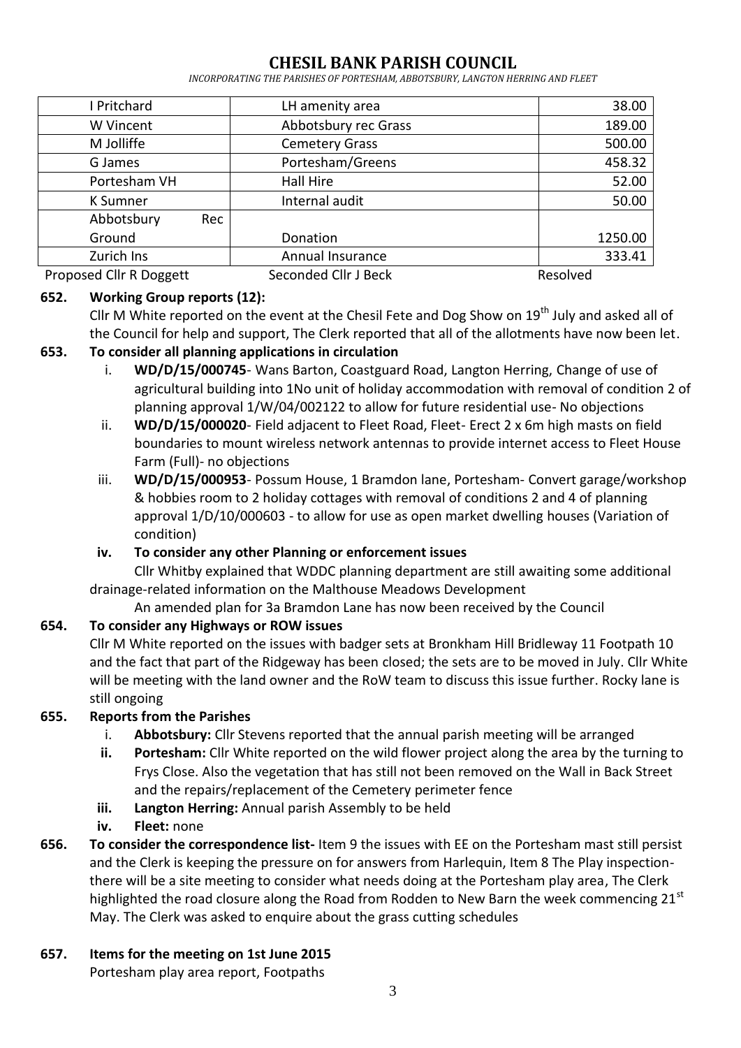# CHESIL BANK PARISH COUNCIL

*INCORPORATING THE PARISHES OF PORTESHAM, ABBOTSBURY, LANGTON HERRING AND FLEET*

| | | |
|---|---|---|
| I Pritchard | LH amenity area | 38.00 |
| W Vincent | Abbotsbury rec Grass | 189.00 |
| M Jolliffe | Cemetery Grass | 500.00 |
| G James | Portesham/Greens | 458.32 |
| Portesham VH | Hall Hire | 52.00 |
| K Sumner | Internal audit | 50.00 |
| Abbotsbury Rec Ground | Donation | 1250.00 |
| Zurich Ins | Annual Insurance | 333.41 |

Proposed Cllr R Doggett Seconded Cllr J Beck Resolved

**652. Working Group reports (12):**

Cllr M White reported on the event at the Chesil Fete and Dog Show on 19th July and asked all of the Council for help and support, The Clerk reported that all of the allotments have now been let.

**653. To consider all planning applications in circulation**

i. **WD/D/15/000745**- Wans Barton, Coastguard Road, Langton Herring, Change of use of agricultural building into 1No unit of holiday accommodation with removal of condition 2 of planning approval 1/W/04/002122 to allow for future residential use- No objections

ii. **WD/D/15/000020**- Field adjacent to Fleet Road, Fleet- Erect 2 x 6m high masts on field boundaries to mount wireless network antennas to provide internet access to Fleet House Farm (Full)- no objections

iii. **WD/D/15/000953**- Possum House, 1 Bramdon lane, Portesham- Convert garage/workshop & hobbies room to 2 holiday cottages with removal of conditions 2 and 4 of planning approval 1/D/10/000603 - to allow for use as open market dwelling houses (Variation of condition)

**iv. To consider any other Planning or enforcement issues**

Cllr Whitby explained that WDDC planning department are still awaiting some additional drainage-related information on the Malthouse Meadows Development

An amended plan for 3a Bramdon Lane has now been received by the Council

**654. To consider any Highways or ROW issues**

Cllr M White reported on the issues with badger sets at Bronkham Hill Bridleway 11 Footpath 10 and the fact that part of the Ridgeway has been closed; the sets are to be moved in July. Cllr White will be meeting with the land owner and the RoW team to discuss this issue further. Rocky lane is still ongoing

**655. Reports from the Parishes**

i. **Abbotsbury:** Cllr Stevens reported that the annual parish meeting will be arranged

**ii. Portesham:** Cllr White reported on the wild flower project along the area by the turning to Frys Close. Also the vegetation that has still not been removed on the Wall in Back Street and the repairs/replacement of the Cemetery perimeter fence

**iii. Langton Herring:** Annual parish Assembly to be held

**iv. Fleet:** none

**656. To consider the correspondence list-** Item 9 the issues with EE on the Portesham mast still persist and the Clerk is keeping the pressure on for answers from Harlequin, Item 8 The Play inspection- there will be a site meeting to consider what needs doing at the Portesham play area, The Clerk highlighted the road closure along the Road from Rodden to New Barn the week commencing 21st May. The Clerk was asked to enquire about the grass cutting schedules

**657. Items for the meeting on 1st June 2015**

Portesham play area report, Footpaths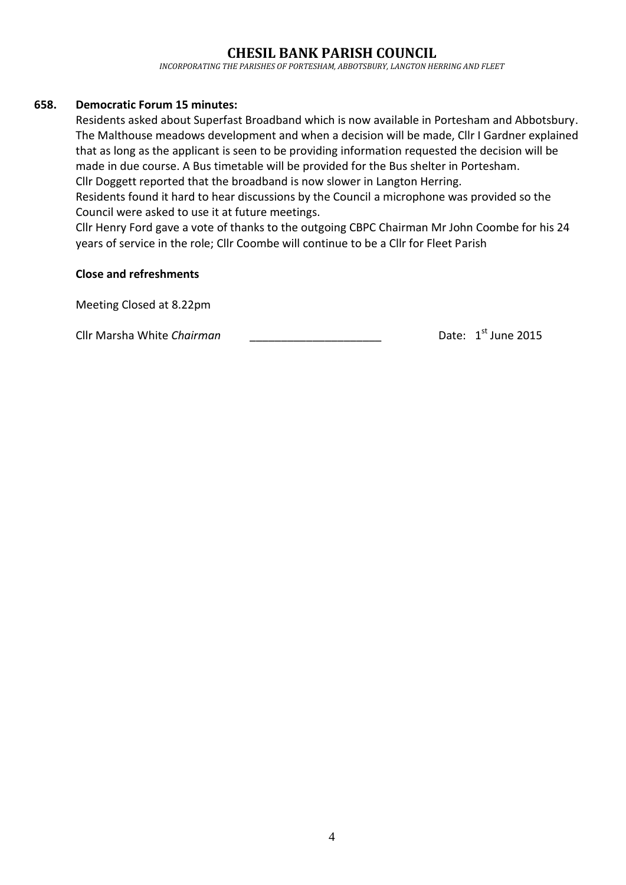# CHESIL BANK PARISH COUNCIL

*INCORPORATING THE PARISHES OF PORTESHAM, ABBOTSBURY, LANGTON HERRING AND FLEET*

**658. Democratic Forum 15 minutes:**

Residents asked about Superfast Broadband which is now available in Portesham and Abbotsbury. The Malthouse meadows development and when a decision will be made, Cllr I Gardner explained that as long as the applicant is seen to be providing information requested the decision will be made in due course. A Bus timetable will be provided for the Bus shelter in Portesham.
Cllr Doggett reported that the broadband is now slower in Langton Herring.
Residents found it hard to hear discussions by the Council a microphone was provided so the Council were asked to use it at future meetings.
Cllr Henry Ford gave a vote of thanks to the outgoing CBPC Chairman Mr John Coombe for his 24 years of service in the role; Cllr Coombe will continue to be a Cllr for Fleet Parish

**Close and refreshments**

Meeting Closed at 8.22pm

Cllr Marsha White *Chairman* _____________________ Date: 1st June 2015